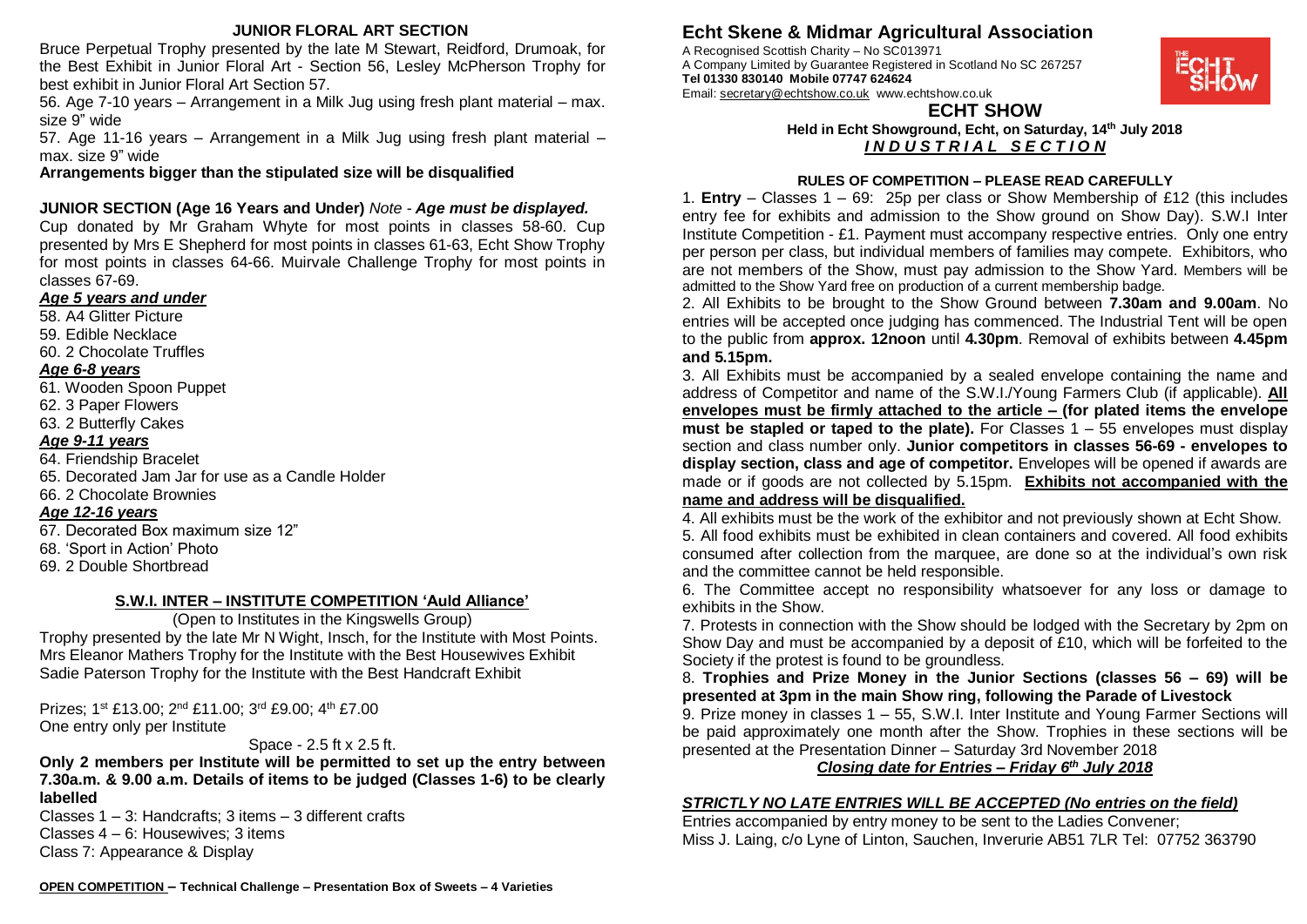## JUNIOR FLORAL ART SECTION

Bruce Perpetual Trophy presented by the late M Stewart, Reidford, Drumoak, for the Best Exhibit in Junior Floral Art - Section 56, Lesley McPherson Trophy for best exhibit in Junior Floral Art Section 57.

56. Age 7-10 years – Arrangement in a Milk Jug using fresh plant material – max. size 9" wide
57. Age 11-16 years – Arrangement in a Milk Jug using fresh plant material – max. size 9" wide

**Arrangements bigger than the stipulated size will be disqualified**

## JUNIOR SECTION (Age 16 Years and Under) *Note - Age must be displayed.*

Cup donated by Mr Graham Whyte for most points in classes 58-60. Cup presented by Mrs E Shepherd for most points in classes 61-63, Echt Show Trophy for most points in classes 64-66. Muirvale Challenge Trophy for most points in classes 67-69.

### *Age 5 years and under*

58. A4 Glitter Picture
59. Edible Necklace
60. 2 Chocolate Truffles

### *Age 6-8 years*

61. Wooden Spoon Puppet
62. 3 Paper Flowers
63. 2 Butterfly Cakes

### *Age 9-11 years*

64. Friendship Bracelet
65. Decorated Jam Jar for use as a Candle Holder
66. 2 Chocolate Brownies

### *Age 12-16 years*

67. Decorated Box maximum size 12"
68. 'Sport in Action' Photo
69. 2 Double Shortbread

## S.W.I. INTER – INSTITUTE COMPETITION 'Auld Alliance'

(Open to Institutes in the Kingswells Group)

Trophy presented by the late Mr N Wight, Insch, for the Institute with Most Points.
Mrs Eleanor Mathers Trophy for the Institute with the Best Housewives Exhibit
Sadie Paterson Trophy for the Institute with the Best Handcraft Exhibit

Prizes; 1st £13.00; 2nd £11.00; 3rd £9.00; 4th £7.00
One entry only per Institute

Space - 2.5 ft x 2.5 ft.

**Only 2 members per Institute will be permitted to set up the entry between 7.30a.m. & 9.00 a.m. Details of items to be judged (Classes 1-6) to be clearly labelled**

Classes 1 – 3: Handcrafts; 3 items – 3 different crafts
Classes 4 – 6: Housewives; 3 items
Class 7: Appearance & Display

**OPEN COMPETITION – Technical Challenge – Presentation Box of Sweets – 4 Varieties**

# Echt Skene & Midmar Agricultural Association

A Recognised Scottish Charity – No SC013971
A Company Limited by Guarantee Registered in Scotland No SC 267257
**Tel 01330 830140 Mobile 07747 624624**
Email: secretary@echtshow.co.uk www.echtshow.co.uk

## ECHT SHOW

**Held in Echt Showground, Echt, on Saturday, 14th July 2018**
***I N D U S T R I A L  S E C T I O N***

### RULES OF COMPETITION – PLEASE READ CAREFULLY

1. **Entry** – Classes 1 – 69: 25p per class or Show Membership of £12 (this includes entry fee for exhibits and admission to the Show ground on Show Day). S.W.I Inter Institute Competition - £1. Payment must accompany respective entries. Only one entry per person per class, but individual members of families may compete. Exhibitors, who are not members of the Show, must pay admission to the Show Yard. Members will be admitted to the Show Yard free on production of a current membership badge.

2. All Exhibits to be brought to the Show Ground between **7.30am and 9.00am**. No entries will be accepted once judging has commenced. The Industrial Tent will be open to the public from **approx. 12noon** until **4.30pm**. Removal of exhibits between **4.45pm and 5.15pm.**

3. All Exhibits must be accompanied by a sealed envelope containing the name and address of Competitor and name of the S.W.I./Young Farmers Club (if applicable). **All envelopes must be firmly attached to the article – (for plated items the envelope must be stapled or taped to the plate).** For Classes 1 – 55 envelopes must display section and class number only. **Junior competitors in classes 56-69 - envelopes to display section, class and age of competitor.** Envelopes will be opened if awards are made or if goods are not collected by 5.15pm. **Exhibits not accompanied with the name and address will be disqualified.**

4. All exhibits must be the work of the exhibitor and not previously shown at Echt Show.

5. All food exhibits must be exhibited in clean containers and covered. All food exhibits consumed after collection from the marquee, are done so at the individual's own risk and the committee cannot be held responsible.

6. The Committee accept no responsibility whatsoever for any loss or damage to exhibits in the Show.

7. Protests in connection with the Show should be lodged with the Secretary by 2pm on Show Day and must be accompanied by a deposit of £10, which will be forfeited to the Society if the protest is found to be groundless.

8. **Trophies and Prize Money in the Junior Sections (classes 56 – 69) will be presented at 3pm in the main Show ring, following the Parade of Livestock**

9. Prize money in classes 1 – 55, S.W.I. Inter Institute and Young Farmer Sections will be paid approximately one month after the Show. Trophies in these sections will be presented at the Presentation Dinner – Saturday 3rd November 2018

***Closing date for Entries – Friday 6th July 2018***

***STRICTLY NO LATE ENTRIES WILL BE ACCEPTED (No entries on the field)***

Entries accompanied by entry money to be sent to the Ladies Convener;
Miss J. Laing, c/o Lyne of Linton, Sauchen, Inverurie AB51 7LR Tel: 07752 363790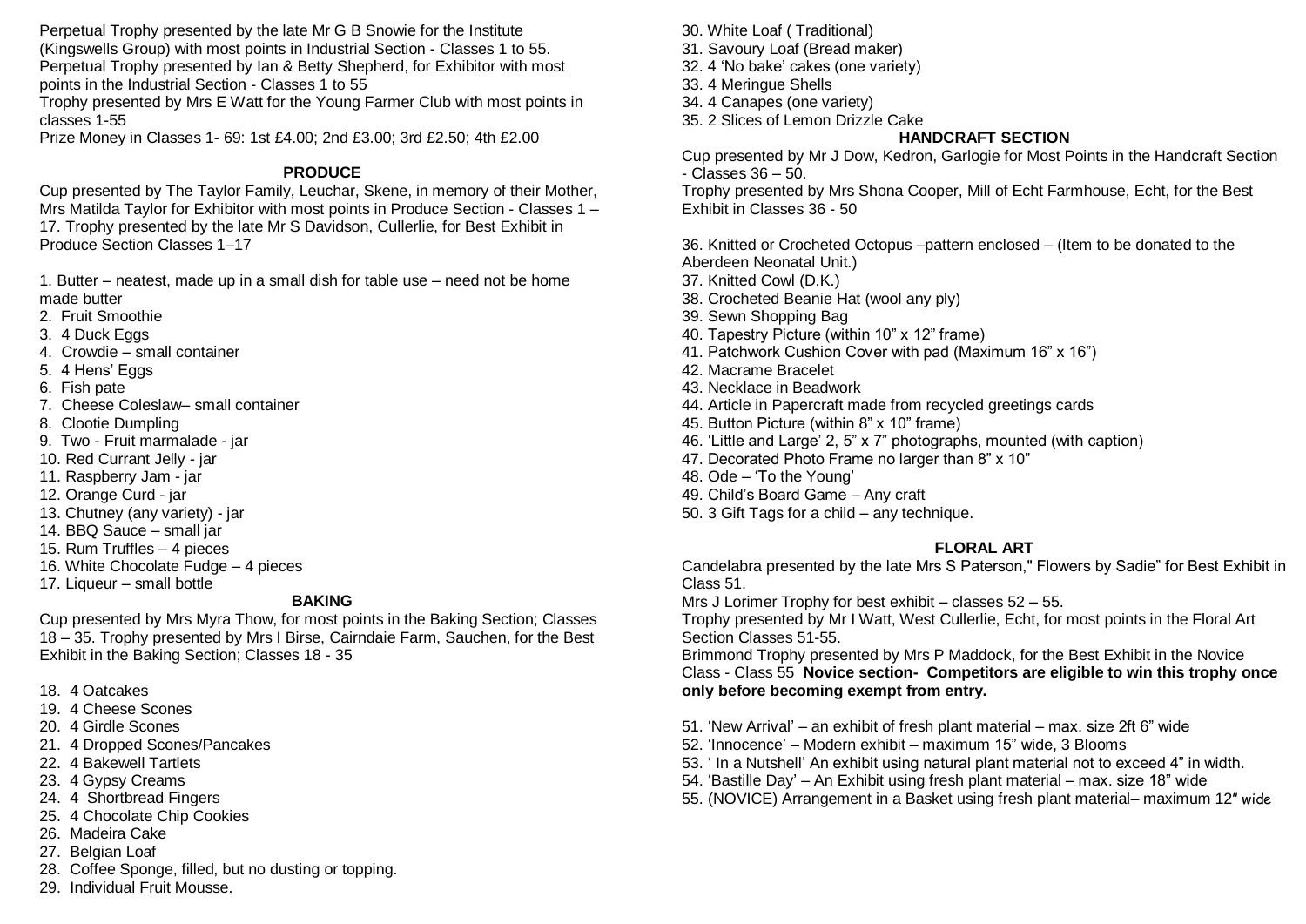Perpetual Trophy presented by the late Mr G B Snowie for the Institute (Kingswells Group) with most points in Industrial Section - Classes 1 to 55.
Perpetual Trophy presented by Ian & Betty Shepherd, for Exhibitor with most points in the Industrial Section - Classes 1 to 55
Trophy presented by Mrs E Watt for the Young Farmer Club with most points in classes 1-55
Prize Money in Classes 1- 69: 1st £4.00; 2nd £3.00; 3rd £2.50; 4th £2.00

## PRODUCE

Cup presented by The Taylor Family, Leuchar, Skene, in memory of their Mother, Mrs Matilda Taylor for Exhibitor with most points in Produce Section - Classes 1 – 17. Trophy presented by the late Mr S Davidson, Cullerlie, for Best Exhibit in Produce Section Classes 1–17

1. Butter – neatest, made up in a small dish for table use – need not be home made butter
2. Fruit Smoothie
3. 4 Duck Eggs
4. Crowdie – small container
5. 4 Hens' Eggs
6. Fish pate
7. Cheese Coleslaw– small container
8. Clootie Dumpling
9. Two - Fruit marmalade - jar
10. Red Currant Jelly - jar
11. Raspberry Jam - jar
12. Orange Curd - jar
13. Chutney (any variety) - jar
14. BBQ Sauce – small jar
15. Rum Truffles – 4 pieces
16. White Chocolate Fudge – 4 pieces
17. Liqueur – small bottle

## BAKING

Cup presented by Mrs Myra Thow, for most points in the Baking Section; Classes 18 – 35. Trophy presented by Mrs I Birse, Cairndaie Farm, Sauchen, for the Best Exhibit in the Baking Section; Classes 18 - 35

18. 4 Oatcakes
19. 4 Cheese Scones
20. 4 Girdle Scones
21. 4 Dropped Scones/Pancakes
22. 4 Bakewell Tartlets
23. 4 Gypsy Creams
24. 4 Shortbread Fingers
25. 4 Chocolate Chip Cookies
26. Madeira Cake
27. Belgian Loaf
28. Coffee Sponge, filled, but no dusting or topping.
29. Individual Fruit Mousse.
30. White Loaf ( Traditional)
31. Savoury Loaf (Bread maker)
32. 4 'No bake' cakes (one variety)
33. 4 Meringue Shells
34. 4 Canapes (one variety)
35. 2 Slices of Lemon Drizzle Cake

## HANDCRAFT SECTION

Cup presented by Mr J Dow, Kedron, Garlogie for Most Points in the Handcraft Section - Classes 36 – 50.
Trophy presented by Mrs Shona Cooper, Mill of Echt Farmhouse, Echt, for the Best Exhibit in Classes 36 - 50

36. Knitted or Crocheted Octopus –pattern enclosed – (Item to be donated to the Aberdeen Neonatal Unit.)
37. Knitted Cowl (D.K.)
38. Crocheted Beanie Hat (wool any ply)
39. Sewn Shopping Bag
40. Tapestry Picture (within 10" x 12" frame)
41. Patchwork Cushion Cover with pad (Maximum 16" x 16")
42. Macrame Bracelet
43. Necklace in Beadwork
44. Article in Papercraft made from recycled greetings cards
45. Button Picture (within 8" x 10" frame)
46. 'Little and Large' 2, 5" x 7" photographs, mounted (with caption)
47. Decorated Photo Frame no larger than 8" x 10"
48. Ode – 'To the Young'
49. Child's Board Game – Any craft
50. 3 Gift Tags for a child – any technique.

## FLORAL ART

Candelabra presented by the late Mrs S Paterson," Flowers by Sadie" for Best Exhibit in Class 51.
Mrs J Lorimer Trophy for best exhibit – classes 52 – 55.
Trophy presented by Mr I Watt, West Cullerlie, Echt, for most points in the Floral Art Section Classes 51-55.
Brimmond Trophy presented by Mrs P Maddock, for the Best Exhibit in the Novice Class - Class 55 **Novice section- Competitors are eligible to win this trophy once only before becoming exempt from entry.**

51. 'New Arrival' – an exhibit of fresh plant material – max. size 2ft 6" wide
52. 'Innocence' – Modern exhibit – maximum 15" wide, 3 Blooms
53. ' In a Nutshell' An exhibit using natural plant material not to exceed 4" in width.
54. 'Bastille Day' – An Exhibit using fresh plant material – max. size 18" wide
55. (NOVICE) Arrangement in a Basket using fresh plant material– maximum 12" wide